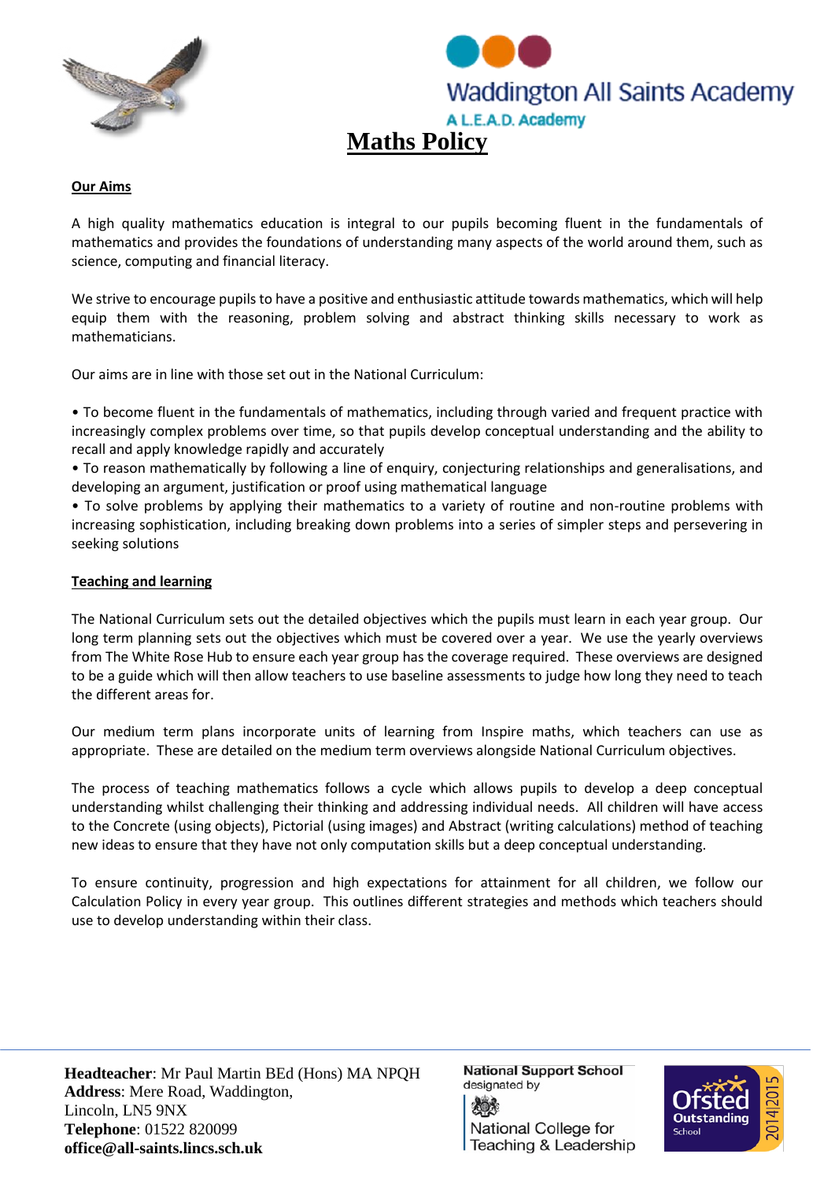Waddington All Saints Academy

A L.E.A.D. Academy

# Maths Policy

## Our Aims

A high quality mathematics education is integral to our pupils becoming fluent in the fundamentals of mathematics and provides the foundations of understanding many aspects of the world around them, such as science, computing and financial literacy.

We strive to encourage pupils to have a positive and enthusiastic attitude towards mathematics, which will help equip them with the reasoning, problem solving and abstract thinking skills necessary to work as mathematicians.

Our aims are in line with those set out in the National Curriculum:

- To become fluent in the fundamentals of mathematics, including through varied and frequent practice with increasingly complex problems over time, so that pupils develop conceptual understanding and the ability to recall and apply knowledge rapidly and accurately
- To reason mathematically by following a line of enquiry, conjecturing relationships and generalisations, and developing an argument, justification or proof using mathematical language
- To solve problems by applying their mathematics to a variety of routine and non-routine problems with increasing sophistication, including breaking down problems into a series of simpler steps and persevering in seeking solutions

## Teaching and learning

The National Curriculum sets out the detailed objectives which the pupils must learn in each year group. Our long term planning sets out the objectives which must be covered over a year. We use the yearly overviews from The White Rose Hub to ensure each year group has the coverage required. These overviews are designed to be a guide which will then allow teachers to use baseline assessments to judge how long they need to teach the different areas for.

Our medium term plans incorporate units of learning from Inspire maths, which teachers can use as appropriate. These are detailed on the medium term overviews alongside National Curriculum objectives.

The process of teaching mathematics follows a cycle which allows pupils to develop a deep conceptual understanding whilst challenging their thinking and addressing individual needs. All children will have access to the Concrete (using objects), Pictorial (using images) and Abstract (writing calculations) method of teaching new ideas to ensure that they have not only computation skills but a deep conceptual understanding.

To ensure continuity, progression and high expectations for attainment for all children, we follow our Calculation Policy in every year group. This outlines different strategies and methods which teachers should use to develop understanding within their class.

**Headteacher**: Mr Paul Martin BEd (Hons) MA NPQH
**Address**: Mere Road, Waddington,
Lincoln, LN5 9NX
**Telephone**: 01522 820099
**office@all-saints.lincs.sch.uk**

National Support School designated by National College for Teaching & Leadership

Ofsted Outstanding School 2014|2015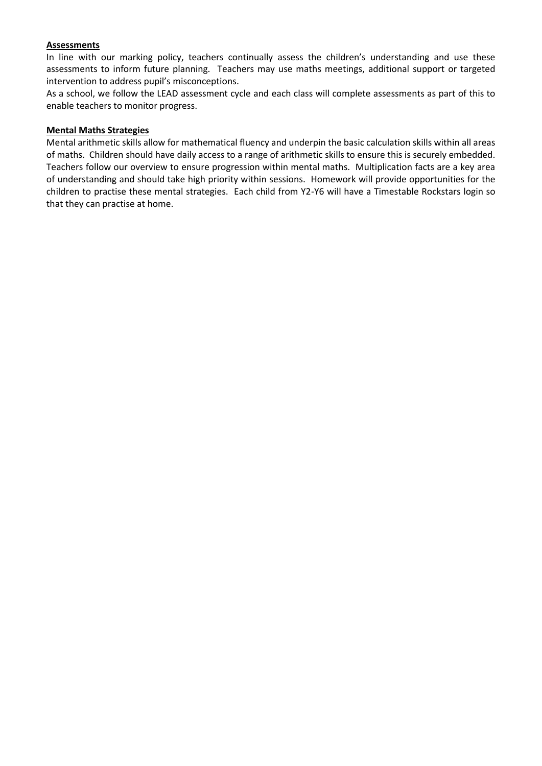**Assessments**

In line with our marking policy, teachers continually assess the children's understanding and use these assessments to inform future planning. Teachers may use maths meetings, additional support or targeted intervention to address pupil's misconceptions.

As a school, we follow the LEAD assessment cycle and each class will complete assessments as part of this to enable teachers to monitor progress.

**Mental Maths Strategies**

Mental arithmetic skills allow for mathematical fluency and underpin the basic calculation skills within all areas of maths. Children should have daily access to a range of arithmetic skills to ensure this is securely embedded. Teachers follow our overview to ensure progression within mental maths. Multiplication facts are a key area of understanding and should take high priority within sessions. Homework will provide opportunities for the children to practise these mental strategies. Each child from Y2-Y6 will have a Timestable Rockstars login so that they can practise at home.